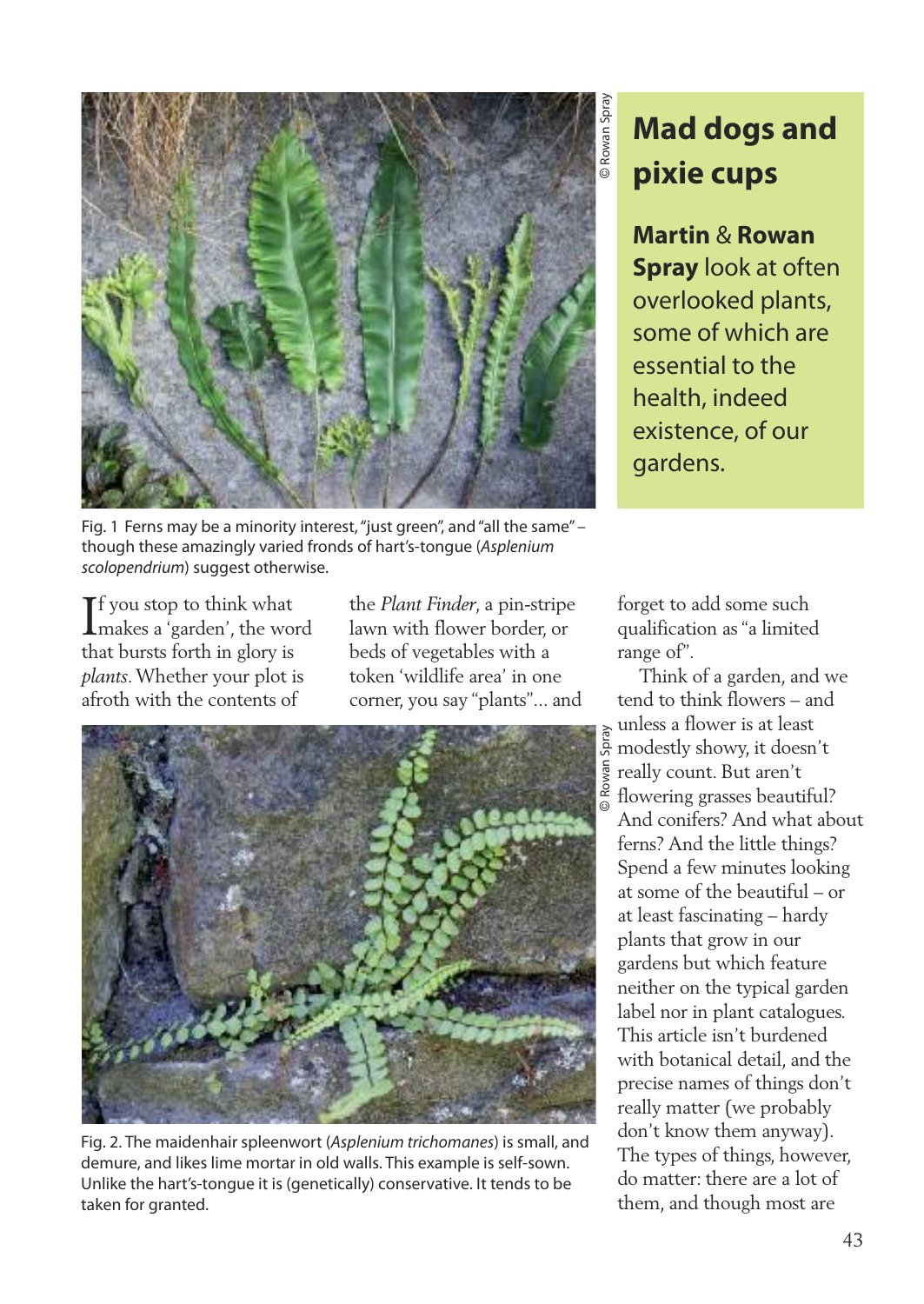# Mad dogs and pixie cups

**Martin** & **Rowan Spray** look at often overlooked plants, some of which are essential to the health, indeed existence, of our gardens.

Fig. 1 Ferns may be a minority interest, "just green", and "all the same" – though these amazingly varied fronds of hart's-tongue (*Asplenium scolopendrium*) suggest otherwise.

If you stop to think what makes a 'garden', the word that bursts forth in glory is *plants*. Whether your plot is afroth with the contents of the *Plant Finder*, a pin-stripe lawn with flower border, or beds of vegetables with a token 'wildlife area' in one corner, you say "plants"... and forget to add some such qualification as "a limited range of".

Think of a garden, and we tend to think flowers – and unless a flower is at least modestly showy, it doesn't really count. But aren't flowering grasses beautiful? And conifers? And what about ferns? And the little things? Spend a few minutes looking at some of the beautiful – or at least fascinating – hardy plants that grow in our gardens but which feature neither on the typical garden label nor in plant catalogues. This article isn't burdened with botanical detail, and the precise names of things don't really matter (we probably don't know them anyway). The types of things, however, do matter: there are a lot of them, and though most are

Fig. 2. The maidenhair spleenwort (*Asplenium trichomanes*) is small, and demure, and likes lime mortar in old walls. This example is self-sown. Unlike the hart's-tongue it is (genetically) conservative. It tends to be taken for granted.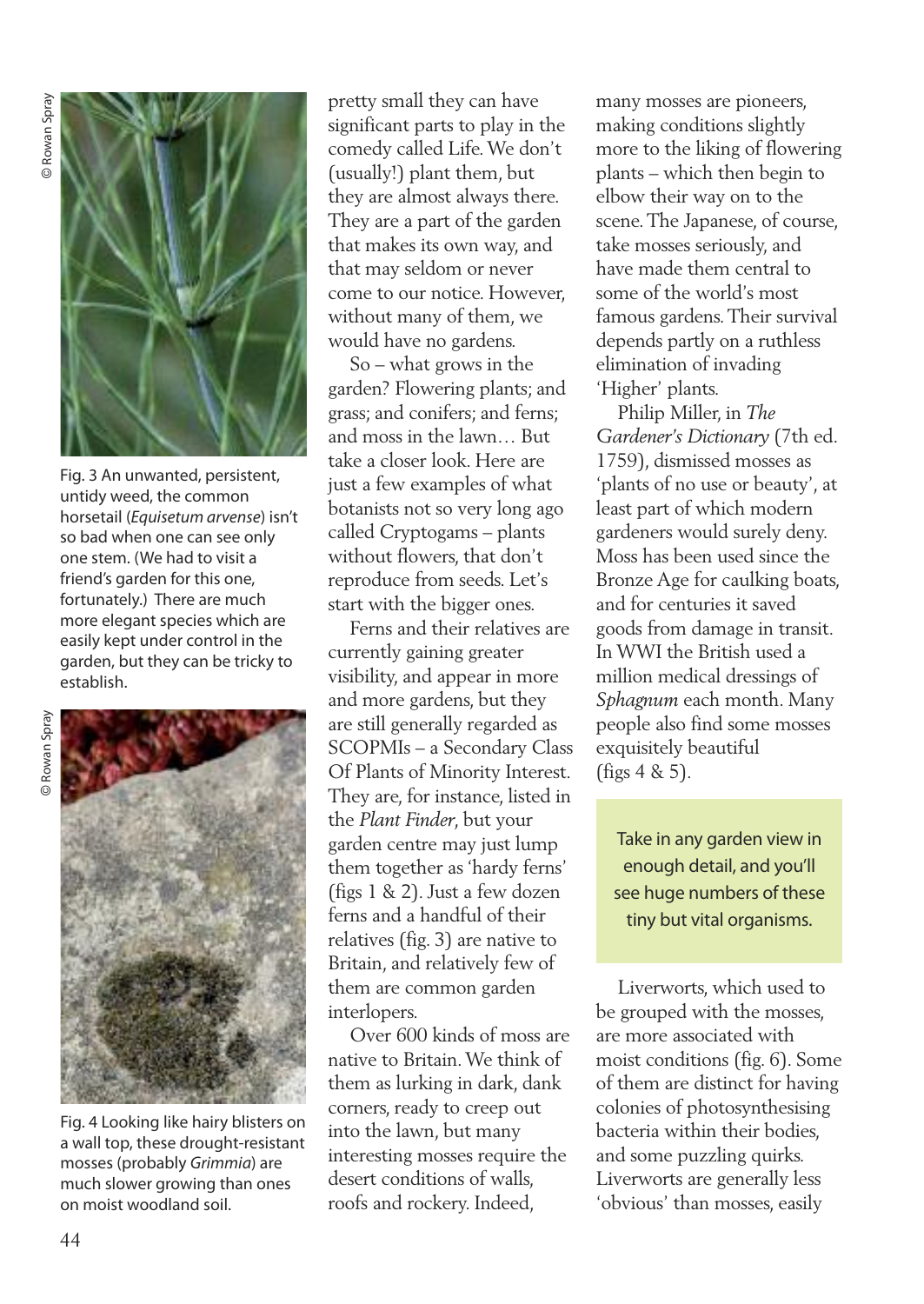Fig. 3 An unwanted, persistent, untidy weed, the common horsetail (*Equisetum arvense*) isn't so bad when one can see only one stem. (We had to visit a friend's garden for this one, fortunately.) There are much more elegant species which are easily kept under control in the garden, but they can be tricky to establish.

Fig. 4 Looking like hairy blisters on a wall top, these drought-resistant mosses (probably *Grimmia*) are much slower growing than ones on moist woodland soil.

pretty small they can have significant parts to play in the comedy called Life. We don't (usually!) plant them, but they are almost always there. They are a part of the garden that makes its own way, and that may seldom or never come to our notice. However, without many of them, we would have no gardens.

So – what grows in the garden? Flowering plants; and grass; and conifers; and ferns; and moss in the lawn… But take a closer look. Here are just a few examples of what botanists not so very long ago called Cryptogams – plants without flowers, that don't reproduce from seeds. Let's start with the bigger ones.

Ferns and their relatives are currently gaining greater visibility, and appear in more and more gardens, but they are still generally regarded as SCOPMIs – a Secondary Class Of Plants of Minority Interest. They are, for instance, listed in the *Plant Finder*, but your garden centre may just lump them together as 'hardy ferns' (figs 1 & 2). Just a few dozen ferns and a handful of their relatives (fig. 3) are native to Britain, and relatively few of them are common garden interlopers.

Over 600 kinds of moss are native to Britain. We think of them as lurking in dark, dank corners, ready to creep out into the lawn, but many interesting mosses require the desert conditions of walls, roofs and rockery. Indeed, many mosses are pioneers, making conditions slightly more to the liking of flowering plants – which then begin to elbow their way on to the scene. The Japanese, of course, take mosses seriously, and have made them central to some of the world's most famous gardens. Their survival depends partly on a ruthless elimination of invading 'Higher' plants.

Philip Miller, in *The Gardener's Dictionary* (7th ed. 1759), dismissed mosses as 'plants of no use or beauty', at least part of which modern gardeners would surely deny. Moss has been used since the Bronze Age for caulking boats, and for centuries it saved goods from damage in transit. In WWI the British used a million medical dressings of *Sphagnum* each month. Many people also find some mosses exquisitely beautiful (figs 4 & 5).

> Take in any garden view in enough detail, and you'll see huge numbers of these tiny but vital organisms.

Liverworts, which used to be grouped with the mosses, are more associated with moist conditions (fig. 6). Some of them are distinct for having colonies of photosynthesising bacteria within their bodies, and some puzzling quirks. Liverworts are generally less 'obvious' than mosses, easily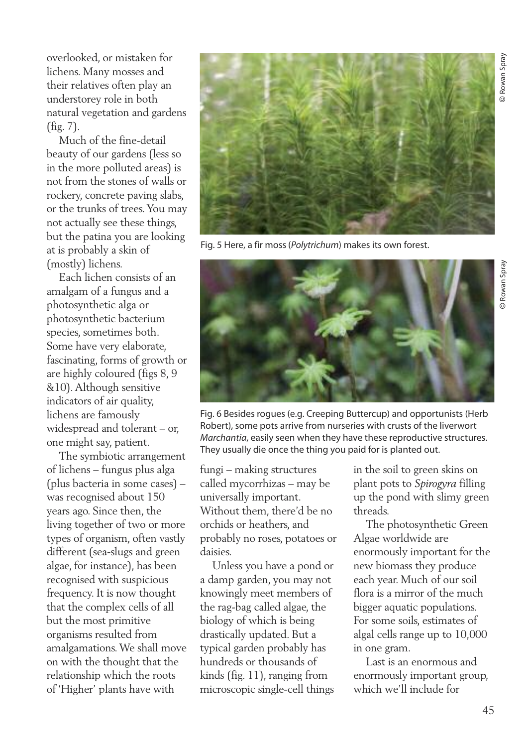overlooked, or mistaken for lichens. Many mosses and their relatives often play an understorey role in both natural vegetation and gardens (fig. 7).

Much of the fine-detail beauty of our gardens (less so in the more polluted areas) is not from the stones of walls or rockery, concrete paving slabs, or the trunks of trees. You may not actually see these things, but the patina you are looking at is probably a skin of (mostly) lichens.

Each lichen consists of an amalgam of a fungus and a photosynthetic alga or photosynthetic bacterium species, sometimes both. Some have very elaborate, fascinating, forms of growth or are highly coloured (figs 8, 9 &10). Although sensitive indicators of air quality, lichens are famously widespread and tolerant – or, one might say, patient.

The symbiotic arrangement of lichens – fungus plus alga (plus bacteria in some cases) – was recognised about 150 years ago. Since then, the living together of two or more types of organism, often vastly different (sea-slugs and green algae, for instance), has been recognised with suspicious frequency. It is now thought that the complex cells of all but the most primitive organisms resulted from amalgamations. We shall move on with the thought that the relationship which the roots of 'Higher' plants have with fungi – making structures called mycorrhizas – may be universally important. Without them, there'd be no orchids or heathers, and probably no roses, potatoes or daisies.

Unless you have a pond or a damp garden, you may not knowingly meet members of the rag-bag called algae, the biology of which is being drastically updated. But a typical garden probably has hundreds or thousands of kinds (fig. 11), ranging from microscopic single-cell things in the soil to green skins on plant pots to *Spirogyra* filling up the pond with slimy green threads.

The photosynthetic Green Algae worldwide are enormously important for the new biomass they produce each year. Much of our soil flora is a mirror of the much bigger aquatic populations. For some soils, estimates of algal cells range up to 10,000 in one gram.

Last is an enormous and enormously important group, which we'll include for

© Rowan Spray

Fig. 5 Here, a fir moss (*Polytrichum*) makes its own forest.

© Rowan Spray

Fig. 6 Besides rogues (e.g. Creeping Buttercup) and opportunists (Herb Robert), some pots arrive from nurseries with crusts of the liverwort *Marchantia*, easily seen when they have these reproductive structures. They usually die once the thing you paid for is planted out.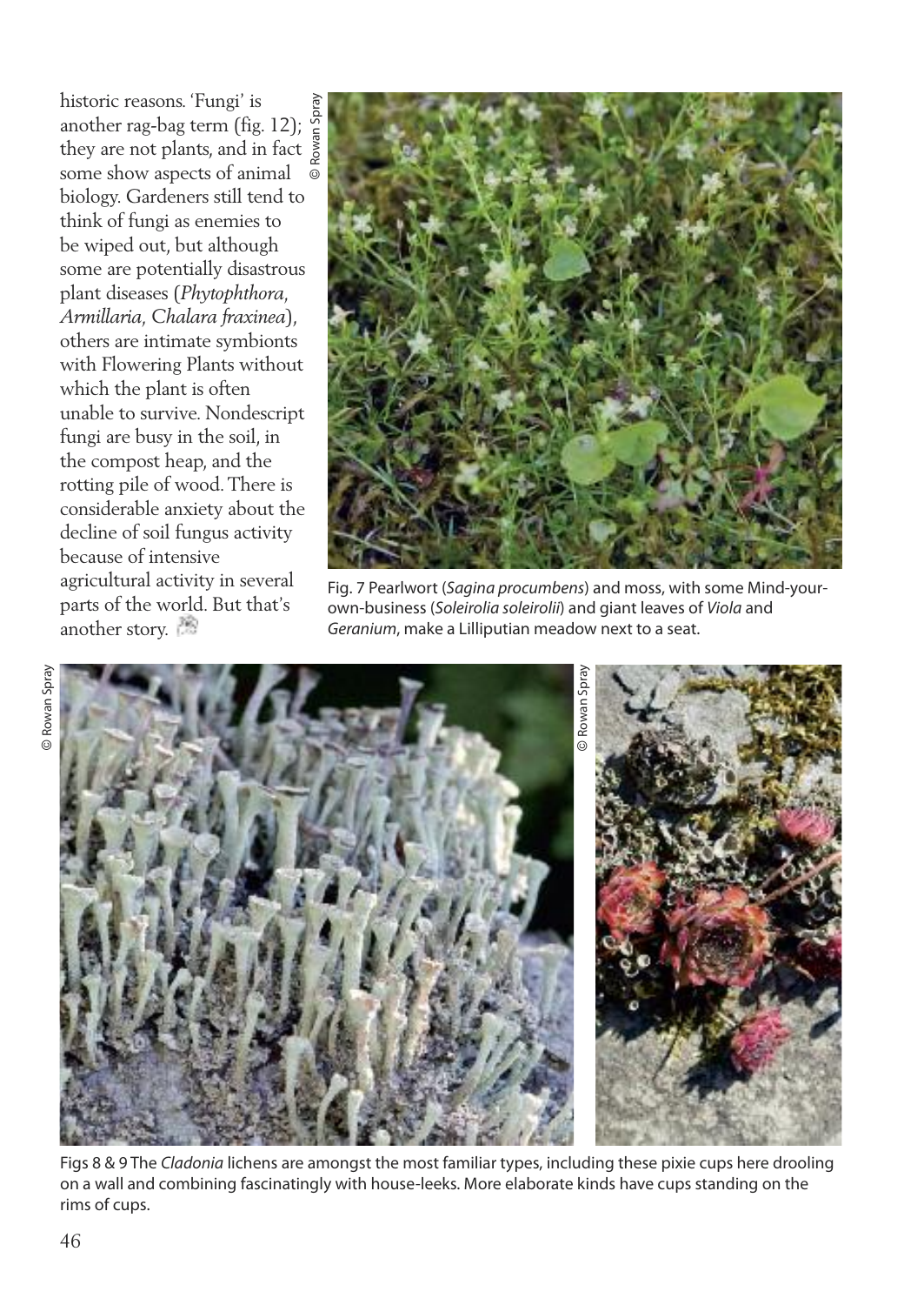historic reasons. 'Fungi' is another rag-bag term (fig. 12); they are not plants, and in fact some show aspects of animal biology. Gardeners still tend to think of fungi as enemies to be wiped out, but although some are potentially disastrous plant diseases (*Phytophthora*, *Armillaria*, *Chalara fraxinea*), others are intimate symbionts with Flowering Plants without which the plant is often unable to survive. Nondescript fungi are busy in the soil, in the compost heap, and the rotting pile of wood. There is considerable anxiety about the decline of soil fungus activity because of intensive agricultural activity in several parts of the world. But that's another story.

© Rowan Spray

Fig. 7 Pearlwort (*Sagina procumbens*) and moss, with some Mind-your-own-business (*Soleirolia soleirolii*) and giant leaves of *Viola* and *Geranium*, make a Lilliputian meadow next to a seat.

© Rowan Spray

© Rowan Spray

Figs 8 & 9 The *Cladonia* lichens are amongst the most familiar types, including these pixie cups here drooling on a wall and combining fascinatingly with house-leeks. More elaborate kinds have cups standing on the rims of cups.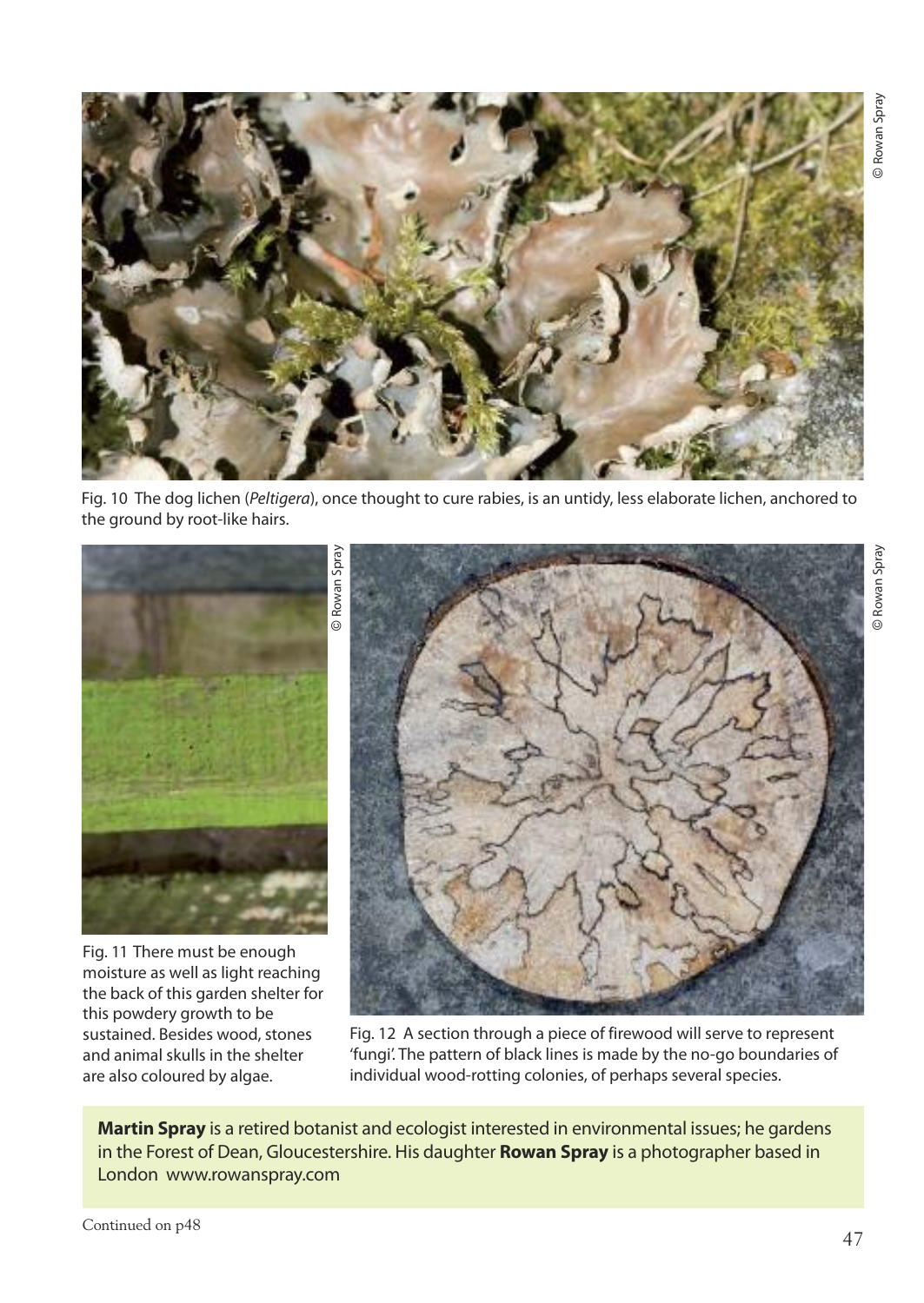© Rowan Spray

Fig. 10 The dog lichen (*Peltigera*), once thought to cure rabies, is an untidy, less elaborate lichen, anchored to the ground by root-like hairs.

© Rowan Spray

Fig. 11 There must be enough moisture as well as light reaching the back of this garden shelter for this powdery growth to be sustained. Besides wood, stones and animal skulls in the shelter are also coloured by algae.

© Rowan Spray

Fig. 12 A section through a piece of firewood will serve to represent 'fungi'. The pattern of black lines is made by the no-go boundaries of individual wood-rotting colonies, of perhaps several species.

**Martin Spray** is a retired botanist and ecologist interested in environmental issues; he gardens in the Forest of Dean, Gloucestershire. His daughter **Rowan Spray** is a photographer based in London www.rowanspray.com

Continued on p48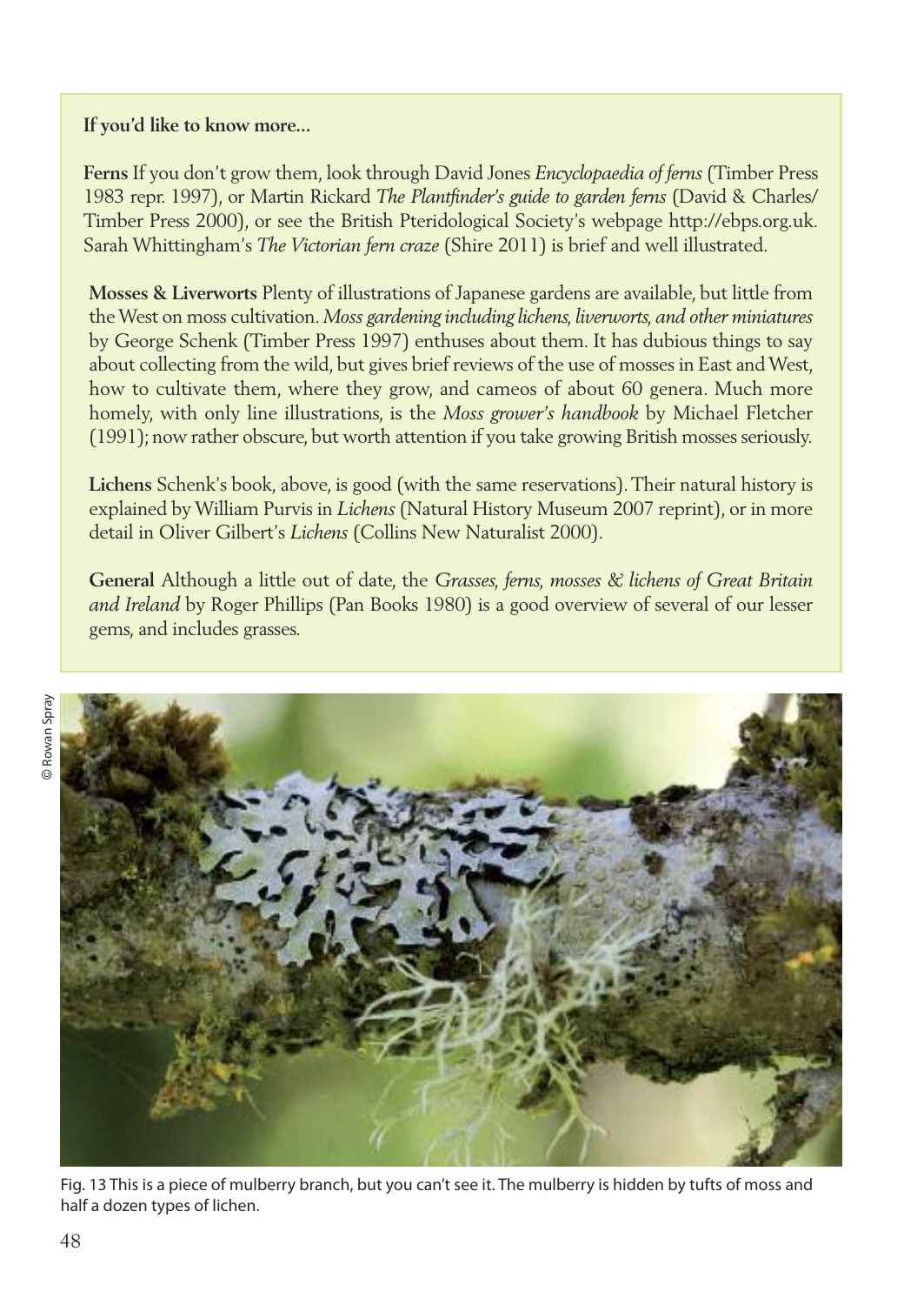**If you'd like to know more...**

**Ferns** If you don't grow them, look through David Jones *Encyclopaedia of ferns* (Timber Press 1983 repr. 1997), or Martin Rickard *The Plantfinder's guide to garden ferns* (David & Charles/ Timber Press 2000), or see the British Pteridological Society's webpage http://ebps.org.uk. Sarah Whittingham's *The Victorian fern craze* (Shire 2011) is brief and well illustrated.

**Mosses & Liverworts** Plenty of illustrations of Japanese gardens are available, but little from the West on moss cultivation. *Moss gardening including lichens, liverworts, and other miniatures* by George Schenk (Timber Press 1997) enthuses about them. It has dubious things to say about collecting from the wild, but gives brief reviews of the use of mosses in East and West, how to cultivate them, where they grow, and cameos of about 60 genera. Much more homely, with only line illustrations, is the *Moss grower's handbook* by Michael Fletcher (1991); now rather obscure, but worth attention if you take growing British mosses seriously.

**Lichens** Schenk's book, above, is good (with the same reservations). Their natural history is explained by William Purvis in *Lichens* (Natural History Museum 2007 reprint), or in more detail in Oliver Gilbert's *Lichens* (Collins New Naturalist 2000).

**General** Although a little out of date, the *Grasses, ferns, mosses & lichens of Great Britain and Ireland* by Roger Phillips (Pan Books 1980) is a good overview of several of our lesser gems, and includes grasses.

© Rowan Spray

Fig. 13 This is a piece of mulberry branch, but you can't see it. The mulberry is hidden by tufts of moss and half a dozen types of lichen.